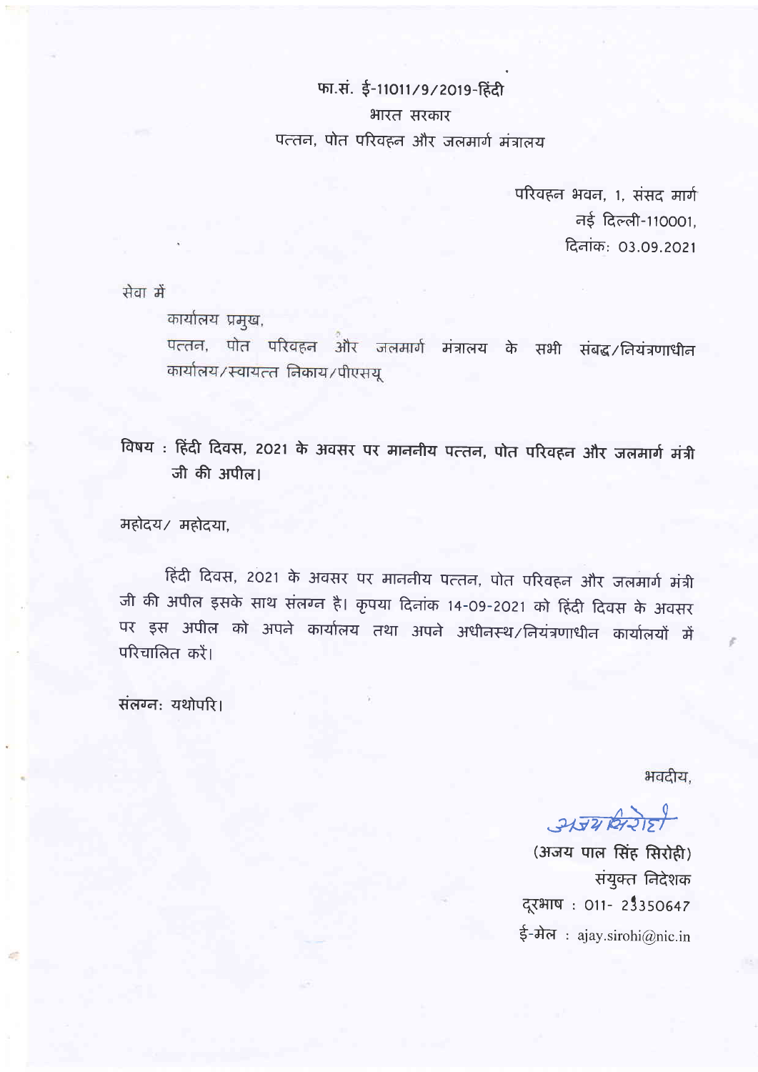फा.सं. ई-11011/9/2019-हिंदी

भारत सरकार

पत्तन, पोत परिवहन और जलमार्ग मंत्रालय

परिवहन भवन, 1, संसद मार्ग

नई दिल्ली-110001,

दिनांक: 03.09.2021

सेवा में

कार्यालय प्रमुख,

पत्तन, पोत परिवहन और जलमार्ग मंत्रालय के सभी संबद्ध/नियंत्रणाधीन कार्यालय/स्वायत्त निकाय/पीएसयू

**विषय : हिंदी दिवस, 2021 के अवसर पर माननीय पत्तन, पोत परिवहन और जलमार्ग मंत्री जी की अपील।**

महोदय/ महोदया,

हिंदी दिवस, 2021 के अवसर पर माननीय पत्तन, पोत परिवहन और जलमार्ग मंत्री जी की अपील इसके साथ संलग्न है। कृपया दिनांक 14-09-2021 को हिंदी दिवस के अवसर पर इस अपील को अपने कार्यालय तथा अपने अधीनस्थ/नियंत्रणाधीन कार्यालयों में परिचालित करें।

संलग्न: यथोपरि।

भवदीय,

अजय सिरोही

(अजय पाल सिंह सिरोही)

संयुक्त निदेशक

दूरभाष : 011- 23350647

ई-मेल : ajay.sirohi@nic.in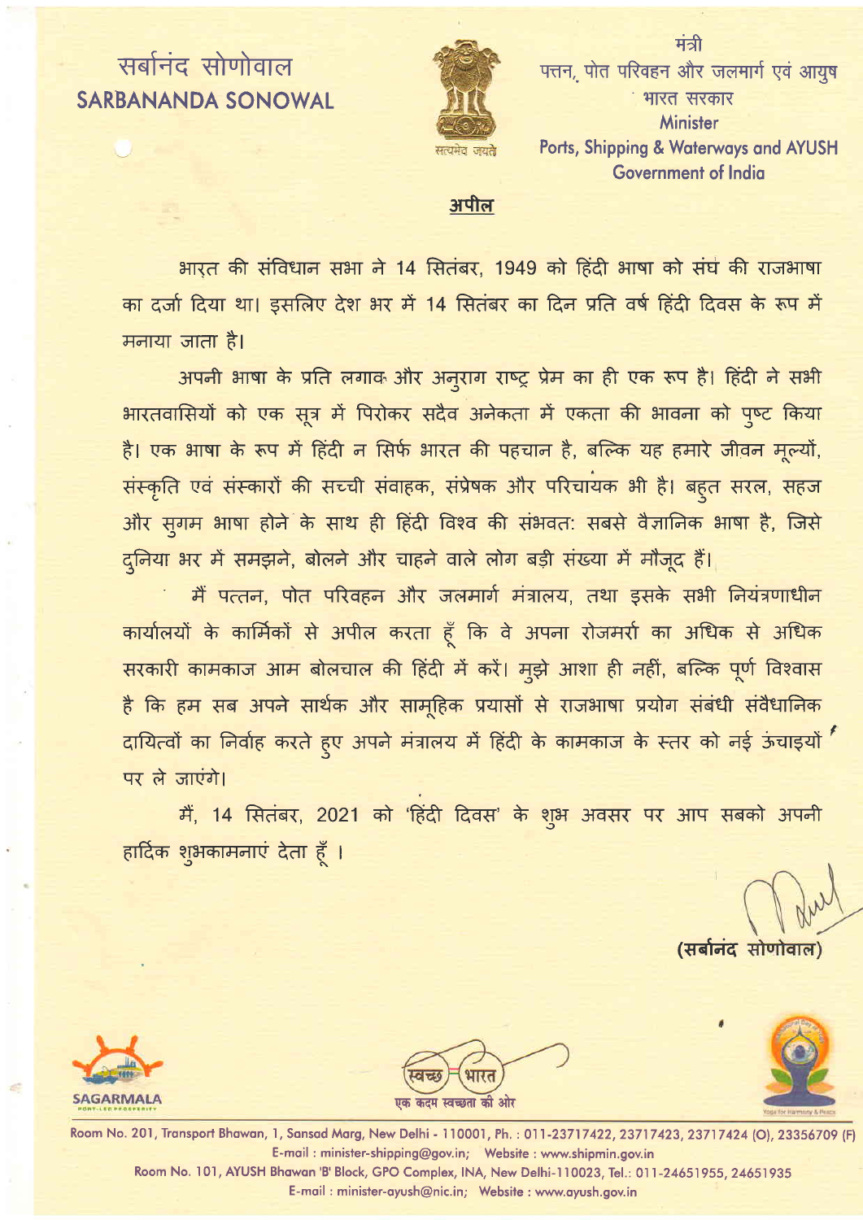सर्बानंद सोणोवाल
SARBANANDA SONOWAL

सत्यमेव जयते

मंत्री
पत्तन, पोत परिवहन और जलमार्ग एवं आयुष
भारत सरकार
Minister
Ports, Shipping & Waterways and AYUSH
Government of India

## अपील

भारत की संविधान सभा ने 14 सितंबर, 1949 को हिंदी भाषा को संघ की राजभाषा का दर्जा दिया था। इसलिए देश भर में 14 सितंबर का दिन प्रति वर्ष हिंदी दिवस के रूप में मनाया जाता है।

अपनी भाषा के प्रति लगाव और अनुराग राष्ट्र प्रेम का ही एक रूप है। हिंदी ने सभी भारतवासियों को एक सूत्र में पिरोकर सदैव अनेकता में एकता की भावना को पुष्ट किया है। एक भाषा के रूप में हिंदी न सिर्फ भारत की पहचान है, बल्कि यह हमारे जीवन मूल्यों, संस्कृति एवं संस्कारों की सच्ची संवाहक, संप्रेषक और परिचायक भी है। बहुत सरल, सहज और सुगम भाषा होने के साथ ही हिंदी विश्व की संभवतः सबसे वैज्ञानिक भाषा है, जिसे दुनिया भर में समझने, बोलने और चाहने वाले लोग बड़ी संख्या में मौजूद हैं।

मैं पत्तन, पोत परिवहन और जलमार्ग मंत्रालय, तथा इसके सभी नियंत्रणाधीन कार्यालयों के कार्मिकों से अपील करता हूँ कि वे अपना रोजमर्रा का अधिक से अधिक सरकारी कामकाज आम बोलचाल की हिंदी में करें। मुझे आशा ही नहीं, बल्कि पूर्ण विश्वास है कि हम सब अपने सार्थक और सामूहिक प्रयासों से राजभाषा प्रयोग संबंधी संवैधानिक दायित्वों का निर्वाह करते हुए अपने मंत्रालय में हिंदी के कामकाज के स्तर को नई ऊंचाइयों पर ले जाएंगे।

मैं, 14 सितंबर, 2021 को 'हिंदी दिवस' के शुभ अवसर पर आप सबको अपनी हार्दिक शुभकामनाएं देता हूँ ।

(सर्बानंद सोणोवाल)

SAGARMALA

स्वच्छ भारत
एक कदम स्वच्छता की ओर

Room No. 201, Transport Bhawan, 1, Sansad Marg, New Delhi - 110001, Ph. : 011-23717422, 23717423, 23717424 (O), 23356709 (F)
E-mail : minister-shipping@gov.in; Website : www.shipmin.gov.in
Room No. 101, AYUSH Bhawan 'B' Block, GPO Complex, INA, New Delhi-110023, Tel.: 011-24651955, 24651935
E-mail : minister-ayush@nic.in; Website : www.ayush.gov.in